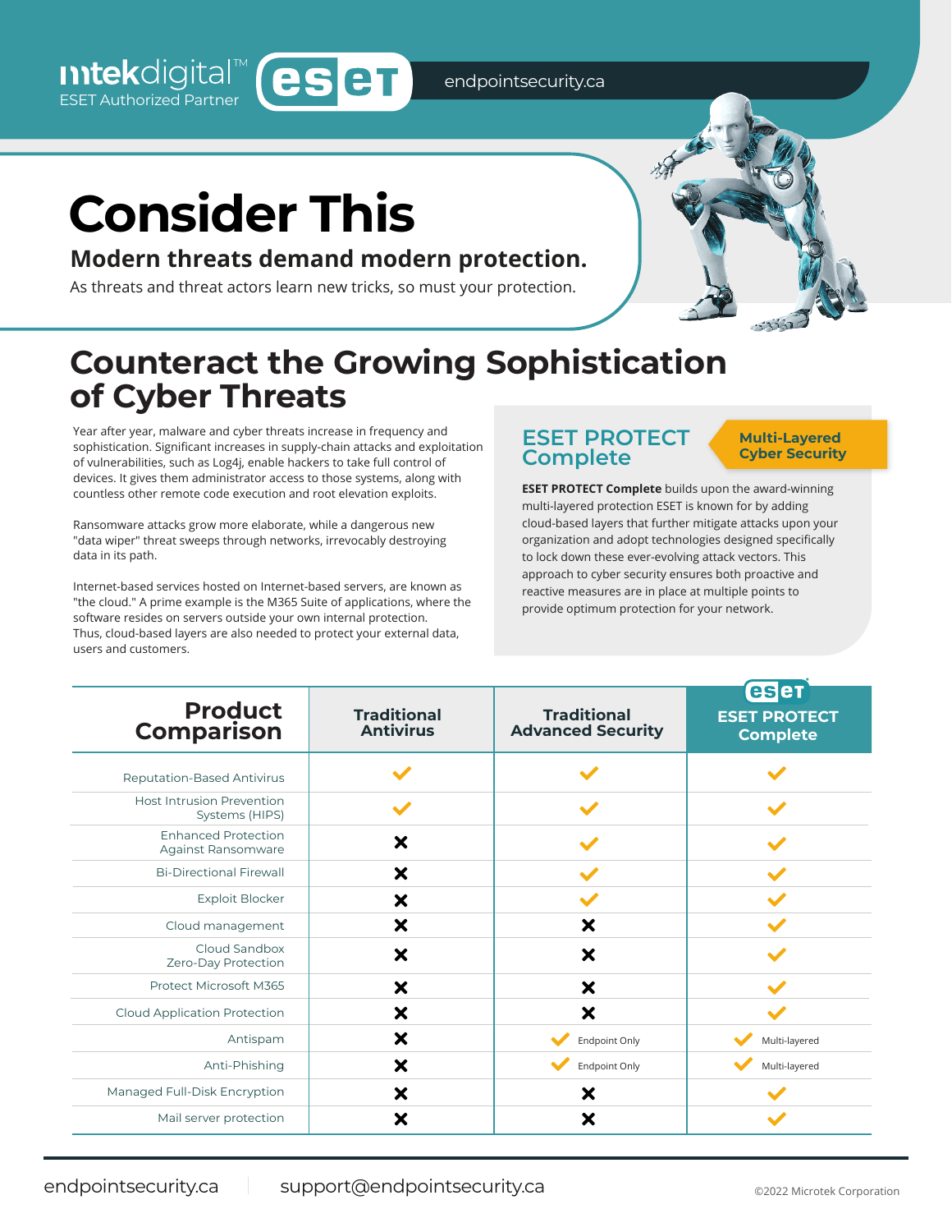mtekdigital™ ESET Authorized Partner

endpointsecurity.ca

# Consider This

## Modern threats demand modern protection.

As threats and threat actors learn new tricks, so must your protection.

## Counteract the Growing Sophistication of Cyber Threats

Year after year, malware and cyber threats increase in frequency and sophistication. Significant increases in supply-chain attacks and exploitation of vulnerabilities, such as Log4j, enable hackers to take full control of devices. It gives them administrator access to those systems, along with countless other remote code execution and root elevation exploits.

Ransomware attacks grow more elaborate, while a dangerous new "data wiper" threat sweeps through networks, irrevocably destroying data in its path.

Internet-based services hosted on Internet-based servers, are known as "the cloud." A prime example is the M365 Suite of applications, where the software resides on servers outside your own internal protection. Thus, cloud-based layers are also needed to protect your external data, users and customers.

### ESET PROTECT Complete

**Multi-Layered Cyber Security**

**ESET PROTECT Complete** builds upon the award-winning multi-layered protection ESET is known for by adding cloud-based layers that further mitigate attacks upon your organization and adopt technologies designed specifically to lock down these ever-evolving attack vectors. This approach to cyber security ensures both proactive and reactive measures are in place at multiple points to provide optimum protection for your network.

| Product Comparison | Traditional Antivirus | Traditional Advanced Security | ESET PROTECT Complete |
|---|---|---|---|
| Reputation-Based Antivirus | ✓ | ✓ | ✓ |
| Host Intrusion Prevention Systems (HIPS) | ✓ | ✓ | ✓ |
| Enhanced Protection Against Ransomware | ✗ | ✓ | ✓ |
| Bi-Directional Firewall | ✗ | ✓ | ✓ |
| Exploit Blocker | ✗ | ✓ | ✓ |
| Cloud management | ✗ | ✗ | ✓ |
| Cloud Sandbox Zero-Day Protection | ✗ | ✗ | ✓ |
| Protect Microsoft M365 | ✗ | ✗ | ✓ |
| Cloud Application Protection | ✗ | ✗ | ✓ |
| Antispam | ✗ | ✓ Endpoint Only | ✓ Multi-layered |
| Anti-Phishing | ✗ | ✓ Endpoint Only | ✓ Multi-layered |
| Managed Full-Disk Encryption | ✗ | ✗ | ✓ |
| Mail server protection | ✗ | ✗ | ✓ |

endpointsecurity.ca | support@endpointsecurity.ca

©2022 Microtek Corporation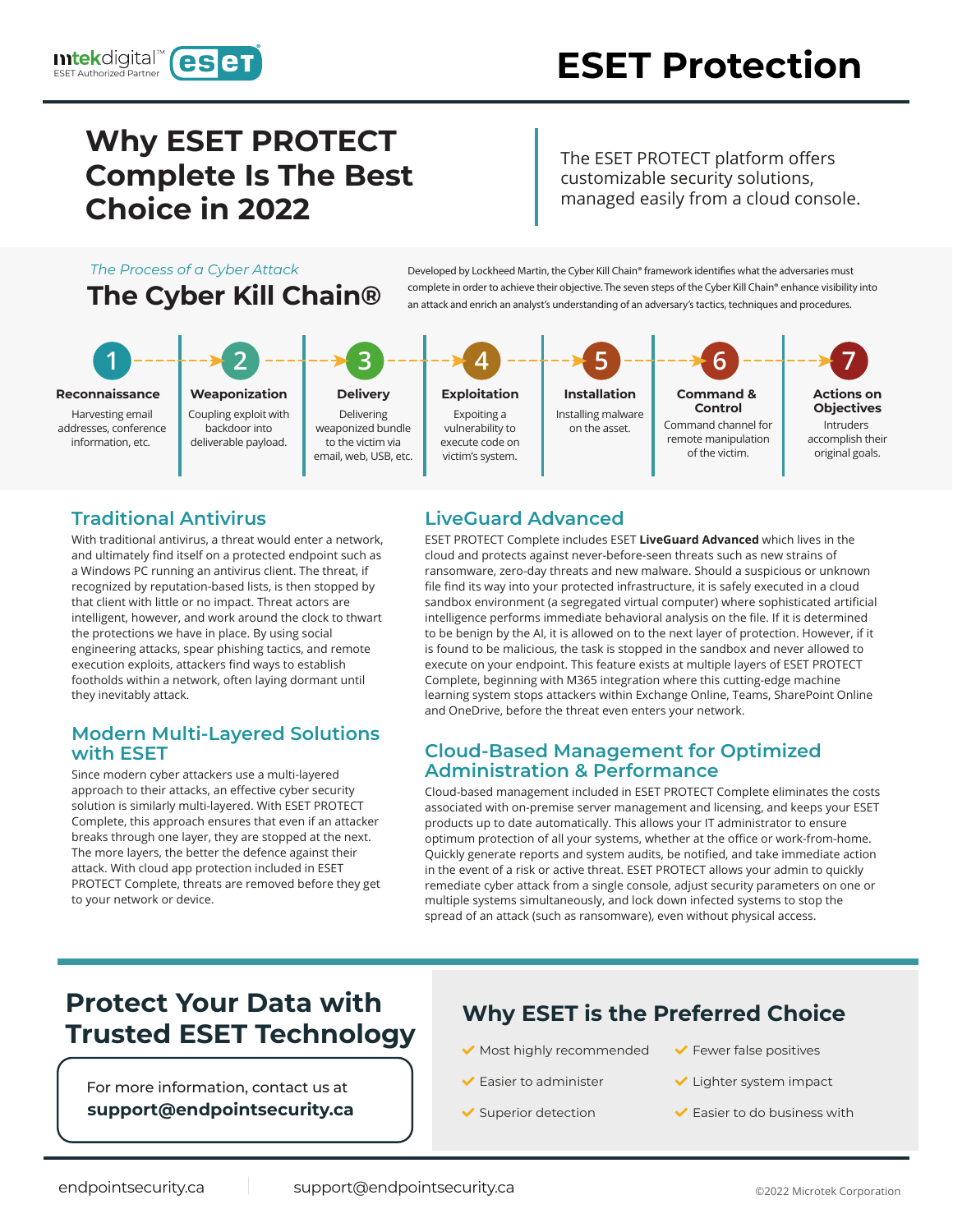mtekdigital™ ESET Authorized Partner

# ESET Protection

## Why ESET PROTECT Complete Is The Best Choice in 2022

The ESET PROTECT platform offers customizable security solutions, managed easily from a cloud console.

*The Process of a Cyber Attack*

## The Cyber Kill Chain®

Developed by Lockheed Martin, the Cyber Kill Chain® framework identifies what the adversaries must complete in order to achieve their objective. The seven steps of the Cyber Kill Chain® enhance visibility into an attack and enrich an analyst's understanding of an adversary's tactics, techniques and procedures.

1. **Reconnaissance** – Harvesting email addresses, conference information, etc.
2. **Weaponization** – Coupling exploit with backdoor into deliverable payload.
3. **Delivery** – Delivering weaponized bundle to the victim via email, web, USB, etc.
4. **Exploitation** – Expoiting a vulnerability to execute code on victim's system.
5. **Installation** – Installing malware on the asset.
6. **Command & Control** – Command channel for remote manipulation of the victim.
7. **Actions on Objectives** – Intruders accomplish their original goals.

### Traditional Antivirus

With traditional antivirus, a threat would enter a network, and ultimately find itself on a protected endpoint such as a Windows PC running an antivirus client. The threat, if recognized by reputation-based lists, is then stopped by that client with little or no impact. Threat actors are intelligent, however, and work around the clock to thwart the protections we have in place. By using social engineering attacks, spear phishing tactics, and remote execution exploits, attackers find ways to establish footholds within a network, often laying dormant until they inevitably attack.

### Modern Multi-Layered Solutions with ESET

Since modern cyber attackers use a multi-layered approach to their attacks, an effective cyber security solution is similarly multi-layered. With ESET PROTECT Complete, this approach ensures that even if an attacker breaks through one layer, they are stopped at the next. The more layers, the better the defence against their attack. With cloud app protection included in ESET PROTECT Complete, threats are removed before they get to your network or device.

### LiveGuard Advanced

ESET PROTECT Complete includes ESET **LiveGuard Advanced** which lives in the cloud and protects against never-before-seen threats such as new strains of ransomware, zero-day threats and new malware. Should a suspicious or unknown file find its way into your protected infrastructure, it is safely executed in a cloud sandbox environment (a segregated virtual computer) where sophisticated artificial intelligence performs immediate behavioral analysis on the file. If it is determined to be benign by the AI, it is allowed on to the next layer of protection. However, if it is found to be malicious, the task is stopped in the sandbox and never allowed to execute on your endpoint. This feature exists at multiple layers of ESET PROTECT Complete, beginning with M365 integration where this cutting-edge machine learning system stops attackers within Exchange Online, Teams, SharePoint Online and OneDrive, before the threat even enters your network.

### Cloud-Based Management for Optimized Administration & Performance

Cloud-based management included in ESET PROTECT Complete eliminates the costs associated with on-premise server management and licensing, and keeps your ESET products up to date automatically. This allows your IT administrator to ensure optimum protection of all your systems, whether at the office or work-from-home. Quickly generate reports and system audits, be notified, and take immediate action in the event of a risk or active threat. ESET PROTECT allows your admin to quickly remediate cyber attack from a single console, adjust security parameters on one or multiple systems simultaneously, and lock down infected systems to stop the spread of an attack (such as ransomware), even without physical access.

## Protect Your Data with Trusted ESET Technology

For more information, contact us at **support@endpointsecurity.ca**

## Why ESET is the Preferred Choice

- ✔ Most highly recommended
- ✔ Easier to administer
- ✔ Superior detection
- ✔ Fewer false positives
- ✔ Lighter system impact
- ✔ Easier to do business with

endpointsecurity.ca | support@endpointsecurity.ca

©2022 Microtek Corporation